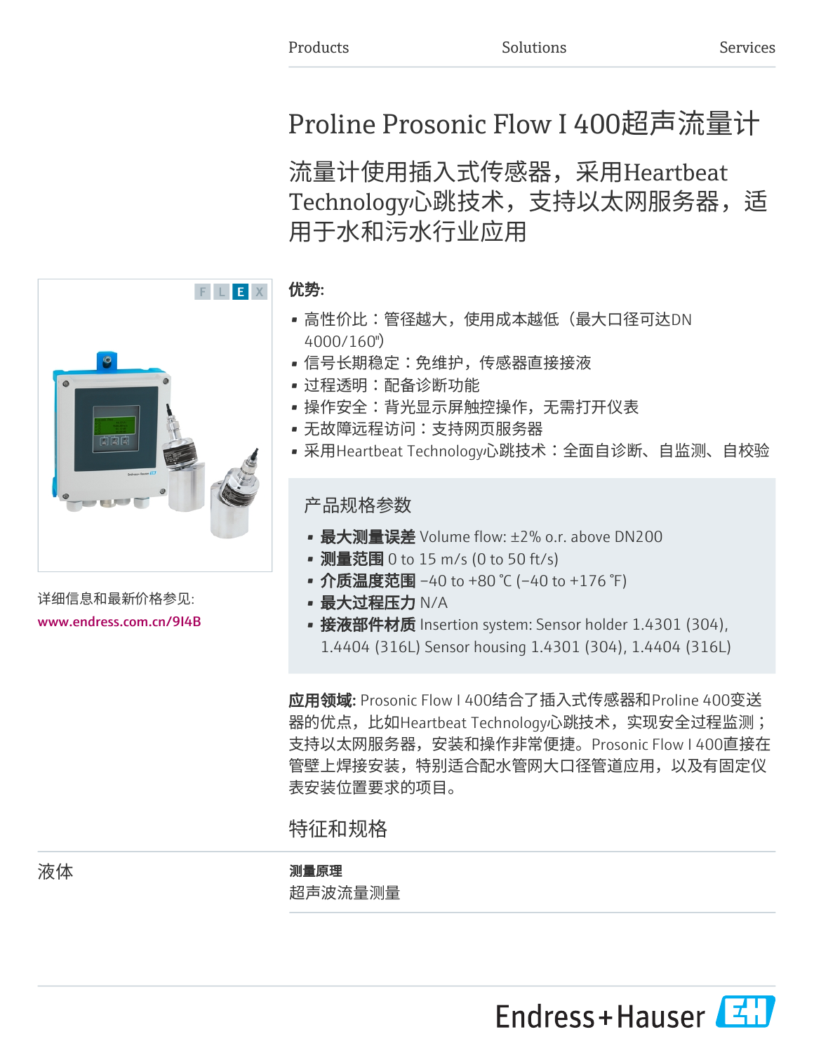Products　　Solutions　　Services

# Proline Prosonic Flow I 400超声流量计

## 流量计使用插入式传感器，采用Heartbeat Technology心跳技术，支持以太网服务器，适用于水和污水行业应用

F L E X

详细信息和最新价格参见:

www.endress.com.cn/9I4B

**优势:**

- 高性价比：管径越大，使用成本越低（最大口径可达DN 4000/160"）
- 信号长期稳定：免维护，传感器直接接液
- 过程透明：配备诊断功能
- 操作安全：背光显示屏触控操作，无需打开仪表
- 无故障远程访问：支持网页服务器
- 采用Heartbeat Technology心跳技术：全面自诊断、自监测、自校验

### 产品规格参数

- **最大测量误差** Volume flow: ±2% o.r. above DN200
- **测量范围** 0 to 15 m/s (0 to 50 ft/s)
- **介质温度范围** –40 to +80 °C (–40 to +176 °F)
- **最大过程压力** N/A
- **接液部件材质** Insertion system: Sensor holder 1.4301 (304), 1.4404 (316L) Sensor housing 1.4301 (304), 1.4404 (316L)

**应用领域:** Prosonic Flow I 400结合了插入式传感器和Proline 400变送器的优点，比如Heartbeat Technology心跳技术，实现安全过程监测；支持以太网服务器，安装和操作非常便捷。Prosonic Flow I 400直接在管壁上焊接安装，特别适合配水管网大口径管道应用，以及有固定仪表安装位置要求的项目。

## 特征和规格

液体

**测量原理**

超声波流量测量

Endress+Hauser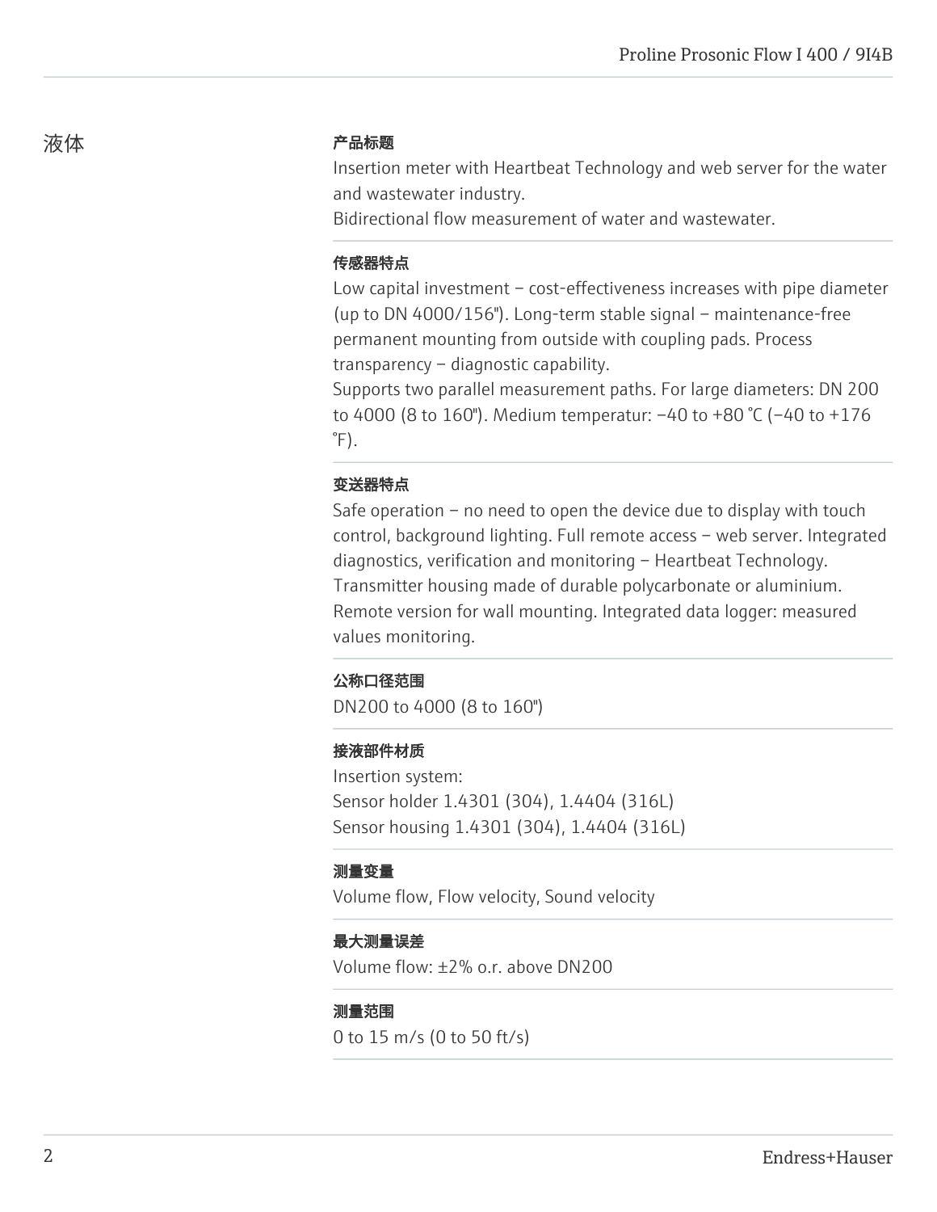## 液体

### 产品标题

Insertion meter with Heartbeat Technology and web server for the water and wastewater industry.
Bidirectional flow measurement of water and wastewater.

### 传感器特点

Low capital investment – cost-effectiveness increases with pipe diameter (up to DN 4000/156"). Long-term stable signal – maintenance-free permanent mounting from outside with coupling pads. Process transparency – diagnostic capability.
Supports two parallel measurement paths. For large diameters: DN 200 to 4000 (8 to 160"). Medium temperatur: –40 to +80 °C (–40 to +176 °F).

### 变送器特点

Safe operation – no need to open the device due to display with touch control, background lighting. Full remote access – web server. Integrated diagnostics, verification and monitoring – Heartbeat Technology. Transmitter housing made of durable polycarbonate or aluminium. Remote version for wall mounting. Integrated data logger: measured values monitoring.

### 公称口径范围

DN200 to 4000 (8 to 160")

### 接液部件材质

Insertion system:
Sensor holder 1.4301 (304), 1.4404 (316L)
Sensor housing 1.4301 (304), 1.4404 (316L)

### 测量变量

Volume flow, Flow velocity, Sound velocity

### 最大测量误差

Volume flow: ±2% o.r. above DN200

### 测量范围

0 to 15 m/s (0 to 50 ft/s)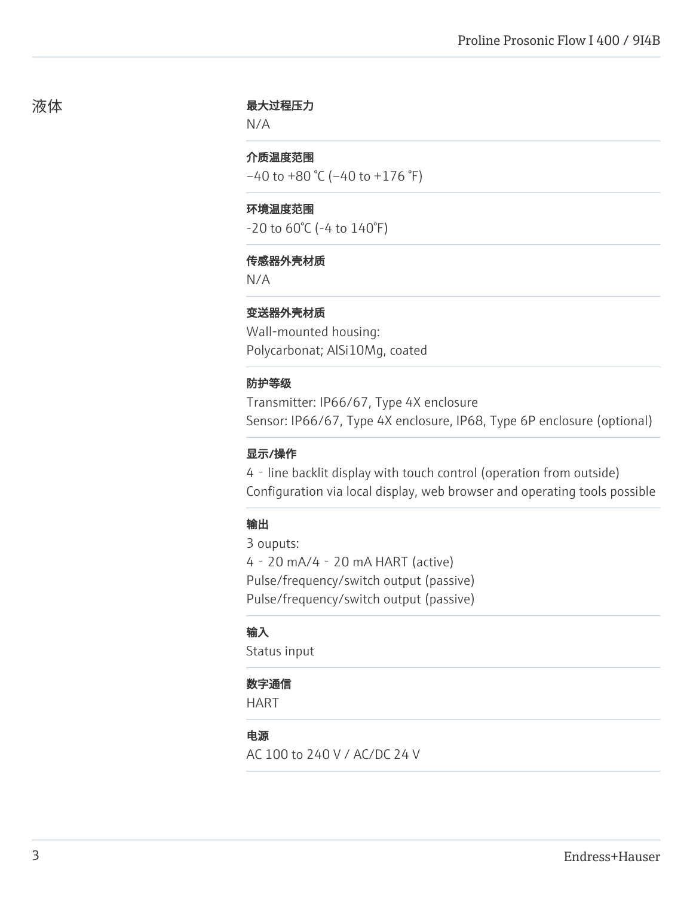## 液体

**最大过程压力**

N/A

**介质温度范围**

−40 to +80 °C (−40 to +176 °F)

**环境温度范围**

-20 to 60°C (-4 to 140°F)

**传感器外壳材质**

N/A

**变送器外壳材质**

Wall-mounted housing:
Polycarbonat; AlSi10Mg, coated

**防护等级**

Transmitter: IP66/67, Type 4X enclosure
Sensor: IP66/67, Type 4X enclosure, IP68, Type 6P enclosure (optional)

**显示/操作**

4 - line backlit display with touch control (operation from outside)
Configuration via local display, web browser and operating tools possible

**输出**

3 ouputs:
4 - 20 mA/4 - 20 mA HART (active)
Pulse/frequency/switch output (passive)
Pulse/frequency/switch output (passive)

**输入**

Status input

**数字通信**

HART

**电源**

AC 100 to 240 V / AC/DC 24 V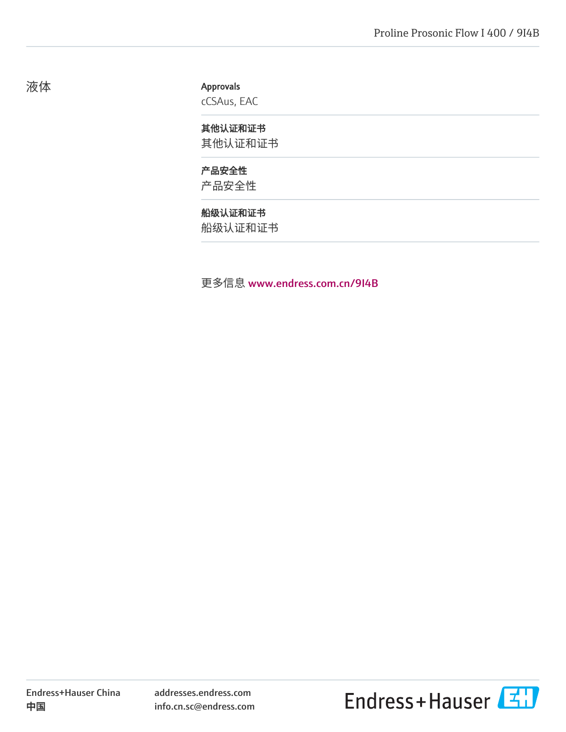液体

**Approvals**
cCSAus, EAC

**其他认证和证书**
其他认证和证书

**产品安全性**
产品安全性

**船级认证和证书**
船级认证和证书

更多信息 www.endress.com.cn/9I4B

Endress+Hauser China
中国

addresses.endress.com
info.cn.sc@endress.com

Endress+Hauser